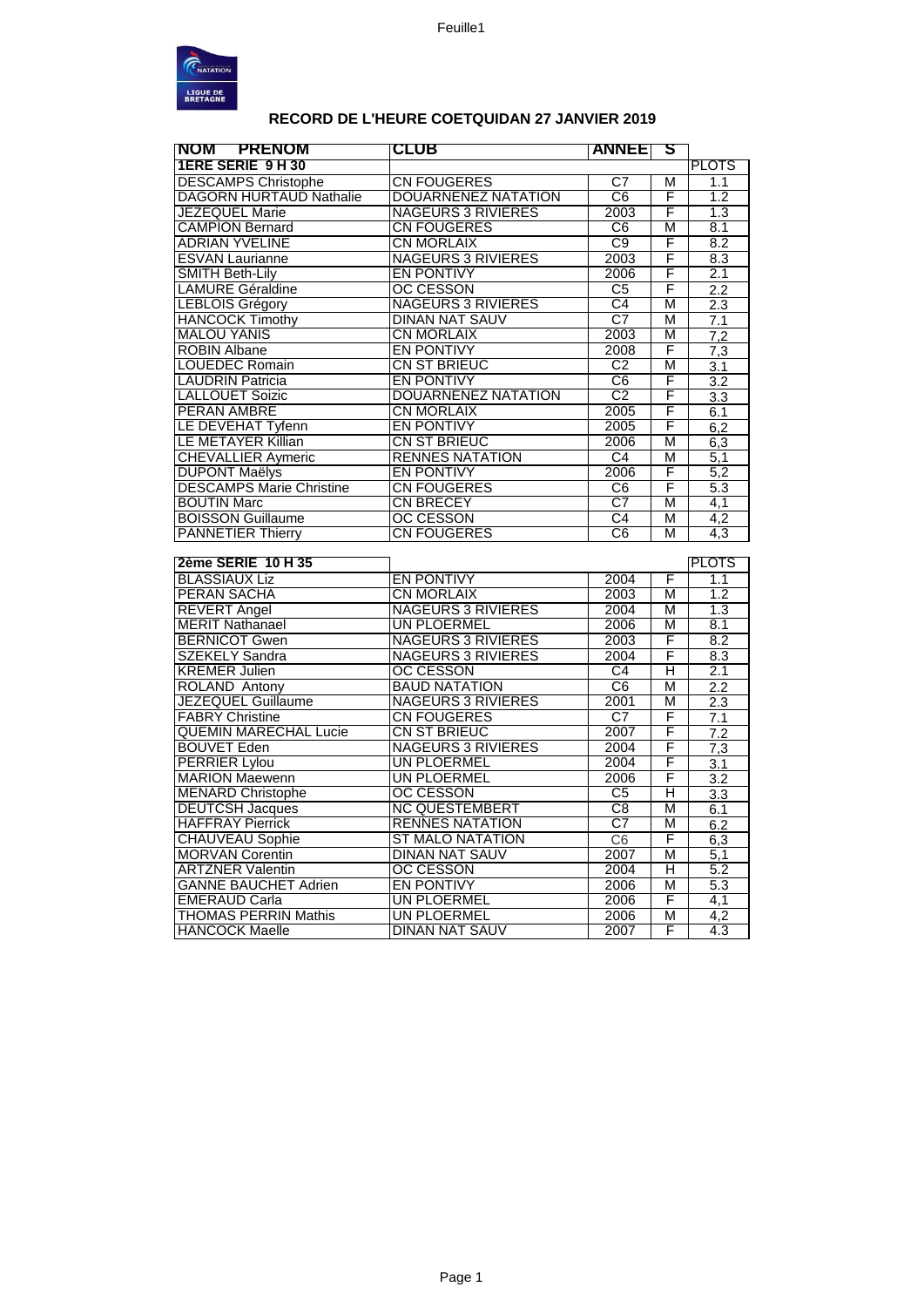# RECORD DE L'HEURE COETQUIDAN 27 JANVIER 2019

| NOM PRENOM | CLUB | ANNEE | S | |
|---|---|---|---|---|
| **1ERE SERIE 9 H 30** | | | | PLOTS |
| DESCAMPS Christophe | CN FOUGERES | C7 | M | 1.1 |
| DAGORN HURTAUD Nathalie | DOUARNENEZ NATATION | C6 | F | 1.2 |
| JEZEQUEL Marie | NAGEURS 3 RIVIERES | 2003 | F | 1.3 |
| CAMPION Bernard | CN FOUGERES | C6 | M | 8.1 |
| ADRIAN YVELINE | CN MORLAIX | C9 | F | 8.2 |
| ESVAN Laurianne | NAGEURS 3 RIVIERES | 2003 | F | 8.3 |
| SMITH Beth-Lily | EN PONTIVY | 2006 | F | 2.1 |
| LAMURE Géraldine | OC CESSON | C5 | F | 2.2 |
| LEBLOIS Grégory | NAGEURS 3 RIVIERES | C4 | M | 2.3 |
| HANCOCK Timothy | DINAN NAT SAUV | C7 | M | 7.1 |
| MALOU YANIS | CN MORLAIX | 2003 | M | 7,2 |
| ROBIN Albane | EN PONTIVY | 2008 | F | 7,3 |
| LOUEDEC Romain | CN ST BRIEUC | C2 | M | 3.1 |
| LAUDRIN Patricia | EN PONTIVY | C6 | F | 3.2 |
| LALLOUET Soizic | DOUARNENEZ NATATION | C2 | F | 3.3 |
| PERAN AMBRE | CN MORLAIX | 2005 | F | 6.1 |
| LE DEVEHAT Tyfenn | EN PONTIVY | 2005 | F | 6,2 |
| LE METAYER Killian | CN ST BRIEUC | 2006 | M | 6,3 |
| CHEVALLIER Aymeric | RENNES NATATION | C4 | M | 5,1 |
| DUPONT Maëlys | EN PONTIVY | 2006 | F | 5,2 |
| DESCAMPS Marie Christine | CN FOUGERES | C6 | F | 5.3 |
| BOUTIN Marc | CN BRECEY | C7 | M | 4,1 |
| BOISSON Guillaume | OC CESSON | C4 | M | 4,2 |
| PANNETIER Thierry | CN FOUGERES | C6 | M | 4,3 |

| 2ème SERIE 10 H 35 | | | | PLOTS |
|---|---|---|---|---|
| BLASSIAUX Liz | EN PONTIVY | 2004 | F | 1.1 |
| PERAN SACHA | CN MORLAIX | 2003 | M | 1.2 |
| REVERT Angel | NAGEURS 3 RIVIERES | 2004 | M | 1.3 |
| MERIT Nathanael | UN PLOERMEL | 2006 | M | 8.1 |
| BERNICOT Gwen | NAGEURS 3 RIVIERES | 2003 | F | 8.2 |
| SZEKELY Sandra | NAGEURS 3 RIVIERES | 2004 | F | 8.3 |
| KREMER Julien | OC CESSON | C4 | H | 2.1 |
| ROLAND Antony | BAUD NATATION | C6 | M | 2.2 |
| JEZEQUEL Guillaume | NAGEURS 3 RIVIERES | 2001 | M | 2.3 |
| FABRY Christine | CN FOUGERES | C7 | F | 7.1 |
| QUEMIN MARECHAL Lucie | CN ST BRIEUC | 2007 | F | 7.2 |
| BOUVET Eden | NAGEURS 3 RIVIERES | 2004 | F | 7,3 |
| PERRIER Lylou | UN PLOERMEL | 2004 | F | 3.1 |
| MARION Maewenn | UN PLOERMEL | 2006 | F | 3.2 |
| MENARD Christophe | OC CESSON | C5 | H | 3.3 |
| DEUTCSH Jacques | NC QUESTEMBERT | C8 | M | 6.1 |
| HAFFRAY Pierrick | RENNES NATATION | C7 | M | 6.2 |
| CHAUVEAU Sophie | ST MALO NATATION | C6 | F | 6,3 |
| MORVAN Corentin | DINAN NAT SAUV | 2007 | M | 5,1 |
| ARTZNER Valentin | OC CESSON | 2004 | H | 5.2 |
| GANNE BAUCHET Adrien | EN PONTIVY | 2006 | M | 5.3 |
| EMERAUD Carla | UN PLOERMEL | 2006 | F | 4,1 |
| THOMAS PERRIN Mathis | UN PLOERMEL | 2006 | M | 4,2 |
| HANCOCK Maelle | DINAN NAT SAUV | 2007 | F | 4.3 |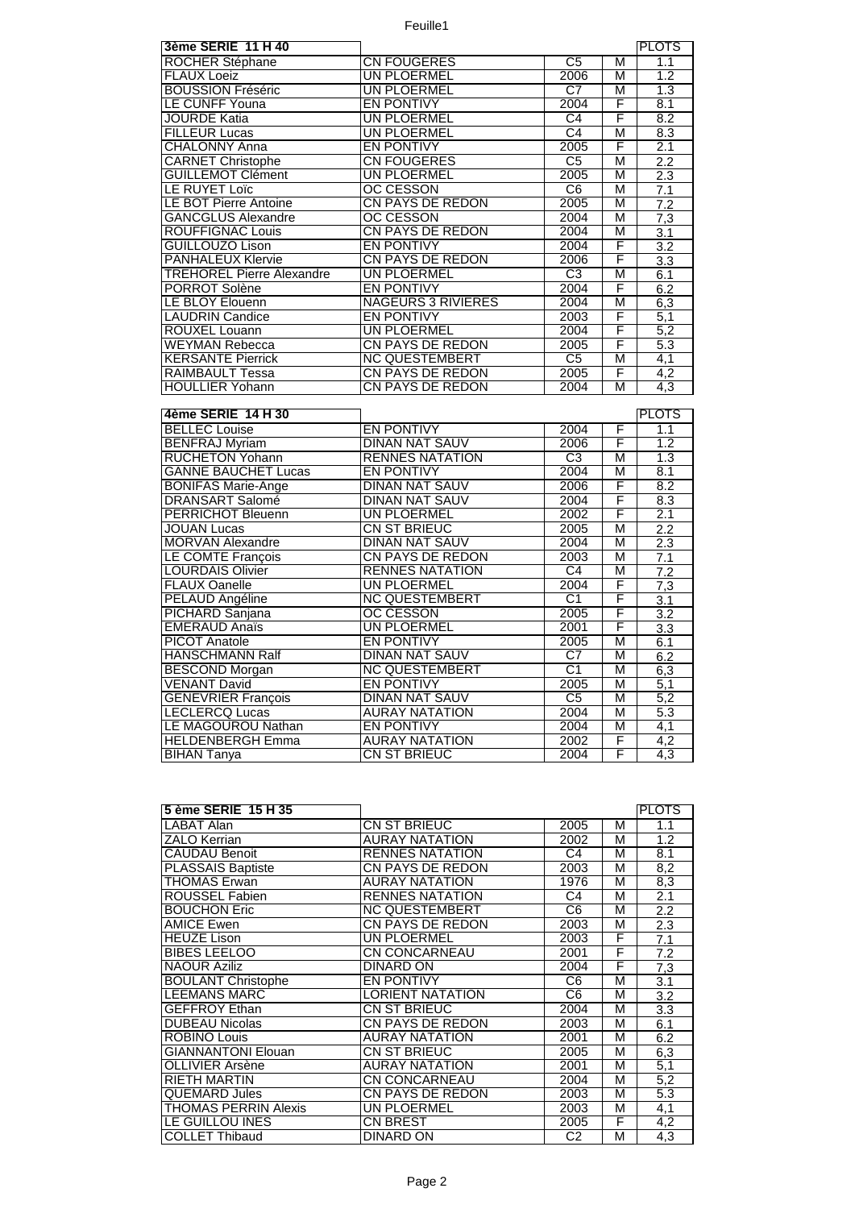Feuille1

| 3ème SERIE 11 H 40 | | | | PLOTS |
|---|---|---|---|---|
| ROCHER Stéphane | CN FOUGERES | C5 | M | 1.1 |
| FLAUX Loeiz | UN PLOERMEL | 2006 | M | 1.2 |
| BOUSSION Fréséric | UN PLOERMEL | C7 | M | 1.3 |
| LE CUNFF Youna | EN PONTIVY | 2004 | F | 8.1 |
| JOURDE Katia | UN PLOERMEL | C4 | F | 8.2 |
| FILLEUR Lucas | UN PLOERMEL | C4 | M | 8.3 |
| CHALONNY Anna | EN PONTIVY | 2005 | F | 2.1 |
| CARNET Christophe | CN FOUGERES | C5 | M | 2.2 |
| GUILLEMOT Clément | UN PLOERMEL | 2005 | M | 2.3 |
| LE RUYET Loïc | OC CESSON | C6 | M | 7.1 |
| LE BOT Pierre Antoine | CN PAYS DE REDON | 2005 | M | 7.2 |
| GANCGLUS Alexandre | OC CESSON | 2004 | M | 7,3 |
| ROUFFIGNAC Louis | CN PAYS DE REDON | 2004 | M | 3.1 |
| GUILLOUZO Lison | EN PONTIVY | 2004 | F | 3.2 |
| PANHALEUX Klervie | CN PAYS DE REDON | 2006 | F | 3.3 |
| TREHOREL Pierre Alexandre | UN PLOERMEL | C3 | M | 6.1 |
| PORROT Solène | EN PONTIVY | 2004 | F | 6.2 |
| LE BLOY Elouenn | NAGEURS 3 RIVIERES | 2004 | M | 6,3 |
| LAUDRIN Candice | EN PONTIVY | 2003 | F | 5,1 |
| ROUXEL Louann | UN PLOERMEL | 2004 | F | 5,2 |
| WEYMAN Rebecca | CN PAYS DE REDON | 2005 | F | 5.3 |
| KERSANTE Pierrick | NC QUESTEMBERT | C5 | M | 4,1 |
| RAIMBAULT Tessa | CN PAYS DE REDON | 2005 | F | 4,2 |
| HOULLIER Yohann | CN PAYS DE REDON | 2004 | M | 4,3 |

| 4ème SERIE 14 H 30 | | | | PLOTS |
|---|---|---|---|---|
| BELLEC Louise | EN PONTIVY | 2004 | F | 1.1 |
| BENFRAJ Myriam | DINAN NAT SAUV | 2006 | F | 1.2 |
| RUCHETON Yohann | RENNES NATATION | C3 | M | 1.3 |
| GANNE BAUCHET Lucas | EN PONTIVY | 2004 | M | 8.1 |
| BONIFAS Marie-Ange | DINAN NAT SAUV | 2006 | F | 8.2 |
| DRANSART Salomé | DINAN NAT SAUV | 2004 | F | 8.3 |
| PERRICHOT Bleuenn | UN PLOERMEL | 2002 | F | 2.1 |
| JOUAN Lucas | CN ST BRIEUC | 2005 | M | 2.2 |
| MORVAN Alexandre | DINAN NAT SAUV | 2004 | M | 2.3 |
| LE COMTE François | CN PAYS DE REDON | 2003 | M | 7.1 |
| LOURDAIS Olivier | RENNES NATATION | C4 | M | 7.2 |
| FLAUX Oanelle | UN PLOERMEL | 2004 | F | 7,3 |
| PELAUD Angéline | NC QUESTEMBERT | C1 | F | 3.1 |
| PICHARD Sanjana | OC CESSON | 2005 | F | 3.2 |
| EMERAUD Anaïs | UN PLOERMEL | 2001 | F | 3.3 |
| PICOT Anatole | EN PONTIVY | 2005 | M | 6.1 |
| HANSCHMANN Ralf | DINAN NAT SAUV | C7 | M | 6.2 |
| BESCOND Morgan | NC QUESTEMBERT | C1 | M | 6,3 |
| VENANT David | EN PONTIVY | 2005 | M | 5,1 |
| GENEVRIER François | DINAN NAT SAUV | C5 | M | 5,2 |
| LECLERCQ Lucas | AURAY NATATION | 2004 | M | 5.3 |
| LE MAGOUROU Nathan | EN PONTIVY | 2004 | M | 4,1 |
| HELDENBERGH Emma | AURAY NATATION | 2002 | F | 4,2 |
| BIHAN Tanya | CN ST BRIEUC | 2004 | F | 4,3 |

| 5 ème SERIE 15 H 35 | | | | PLOTS |
|---|---|---|---|---|
| LABAT Alan | CN ST BRIEUC | 2005 | M | 1.1 |
| ZALO Kerrian | AURAY NATATION | 2002 | M | 1.2 |
| CAUDAU Benoit | RENNES NATATION | C4 | M | 8.1 |
| PLASSAIS Baptiste | CN PAYS DE REDON | 2003 | M | 8,2 |
| THOMAS Erwan | AURAY NATATION | 1976 | M | 8,3 |
| ROUSSEL Fabien | RENNES NATATION | C4 | M | 2.1 |
| BOUCHON Eric | NC QUESTEMBERT | C6 | M | 2.2 |
| AMICE Ewen | CN PAYS DE REDON | 2003 | M | 2.3 |
| HEUZE Lison | UN PLOERMEL | 2003 | F | 7.1 |
| BIBES LEELOO | CN CONCARNEAU | 2001 | F | 7.2 |
| NAOUR Aziliz | DINARD ON | 2004 | F | 7,3 |
| BOULANT Christophe | EN PONTIVY | C6 | M | 3.1 |
| LEEMANS MARC | LORIENT NATATION | C6 | M | 3.2 |
| GEFFROY Ethan | CN ST BRIEUC | 2004 | M | 3.3 |
| DUBEAU Nicolas | CN PAYS DE REDON | 2003 | M | 6.1 |
| ROBINO Louis | AURAY NATATION | 2001 | M | 6.2 |
| GIANNANTONI Elouan | CN ST BRIEUC | 2005 | M | 6,3 |
| OLLIVIER Arsène | AURAY NATATION | 2001 | M | 5,1 |
| RIETH MARTIN | CN CONCARNEAU | 2004 | M | 5,2 |
| QUEMARD Jules | CN PAYS DE REDON | 2003 | M | 5.3 |
| THOMAS PERRIN Alexis | UN PLOERMEL | 2003 | M | 4,1 |
| LE GUILLOU INES | CN BREST | 2005 | F | 4,2 |
| COLLET Thibaud | DINARD ON | C2 | M | 4,3 |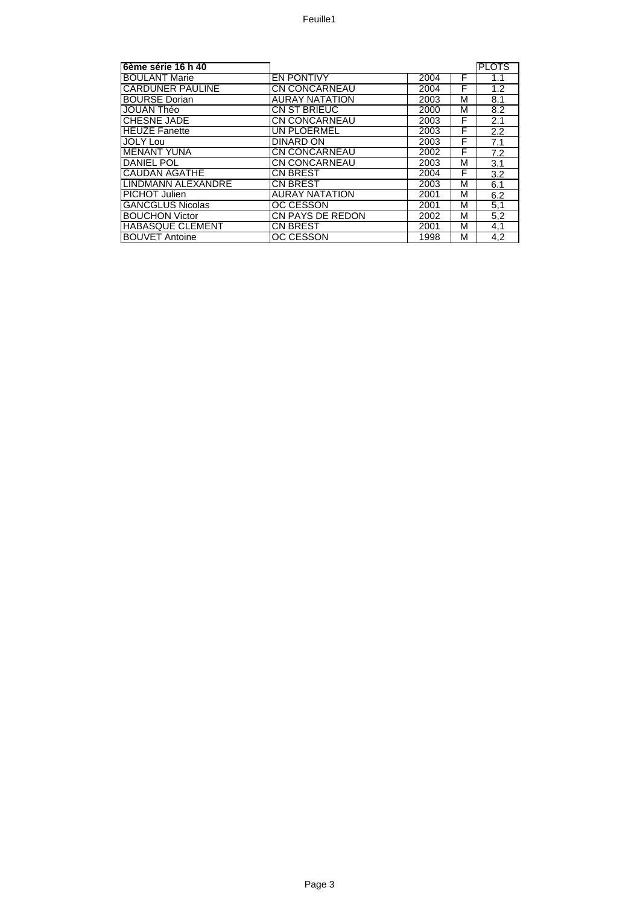| 6ème série 16 h 40 | | | | PLOTS |
|---|---|---|---|---|
| BOULANT Marie | EN PONTIVY | 2004 | F | 1.1 |
| CARDUNER PAULINE | CN CONCARNEAU | 2004 | F | 1.2 |
| BOURSE Dorian | AURAY NATATION | 2003 | M | 8.1 |
| JOUAN Théo | CN ST BRIEUC | 2000 | M | 8.2 |
| CHESNE JADE | CN CONCARNEAU | 2003 | F | 2.1 |
| HEUZE Fanette | UN PLOERMEL | 2003 | F | 2.2 |
| JOLY Lou | DINARD ON | 2003 | F | 7.1 |
| MENANT YUNA | CN CONCARNEAU | 2002 | F | 7.2 |
| DANIEL POL | CN CONCARNEAU | 2003 | M | 3.1 |
| CAUDAN AGATHE | CN BREST | 2004 | F | 3.2 |
| LINDMANN ALEXANDRE | CN BREST | 2003 | M | 6.1 |
| PICHOT Julien | AURAY NATATION | 2001 | M | 6.2 |
| GANCGLUS Nicolas | OC CESSON | 2001 | M | 5,1 |
| BOUCHON Victor | CN PAYS DE REDON | 2002 | M | 5,2 |
| HABASQUE CLEMENT | CN BREST | 2001 | M | 4,1 |
| BOUVET Antoine | OC CESSON | 1998 | M | 4,2 |